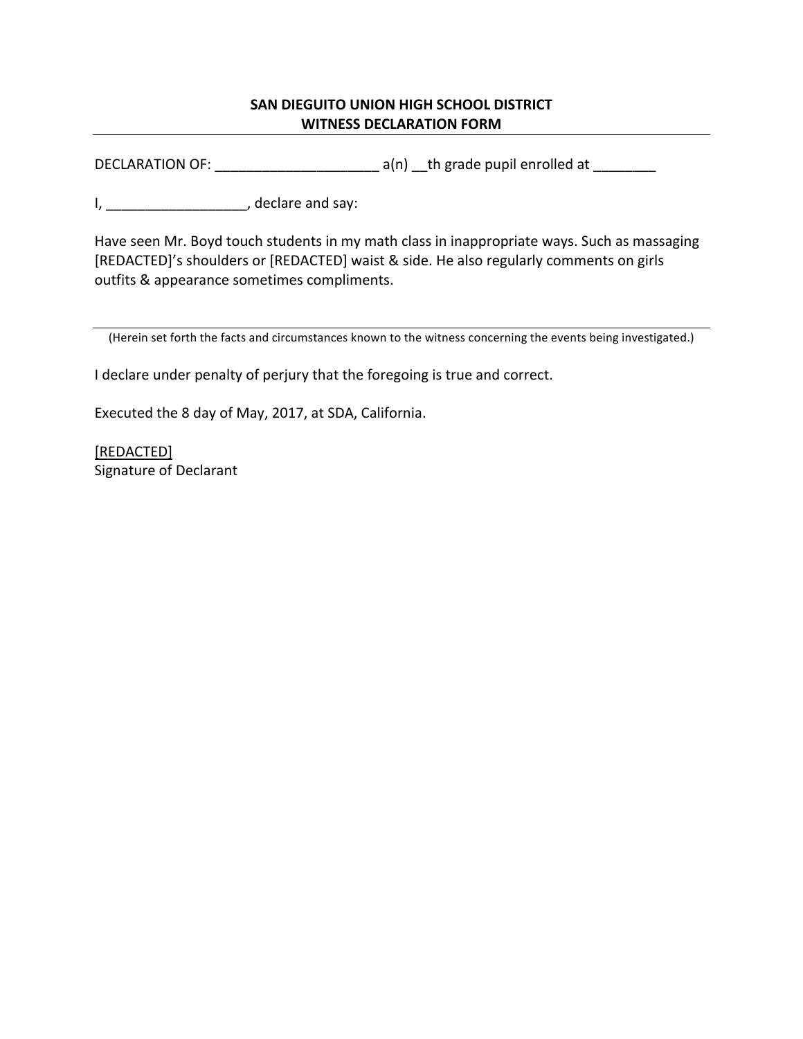**SAN DIEGUITO UNION HIGH SCHOOL DISTRICT**
**WITNESS DECLARATION FORM**

---

DECLARATION OF: _____________________ a(n) __th grade pupil enrolled at ________

I, __________________, declare and say:

Have seen Mr. Boyd touch students in my math class in inappropriate ways. Such as massaging [REDACTED]'s shoulders or [REDACTED] waist & side. He also regularly comments on girls outfits & appearance sometimes compliments.

---

(Herein set forth the facts and circumstances known to the witness concerning the events being investigated.)

I declare under penalty of perjury that the foregoing is true and correct.

Executed the 8 day of May, 2017, at SDA, California.

[REDACTED]
Signature of Declarant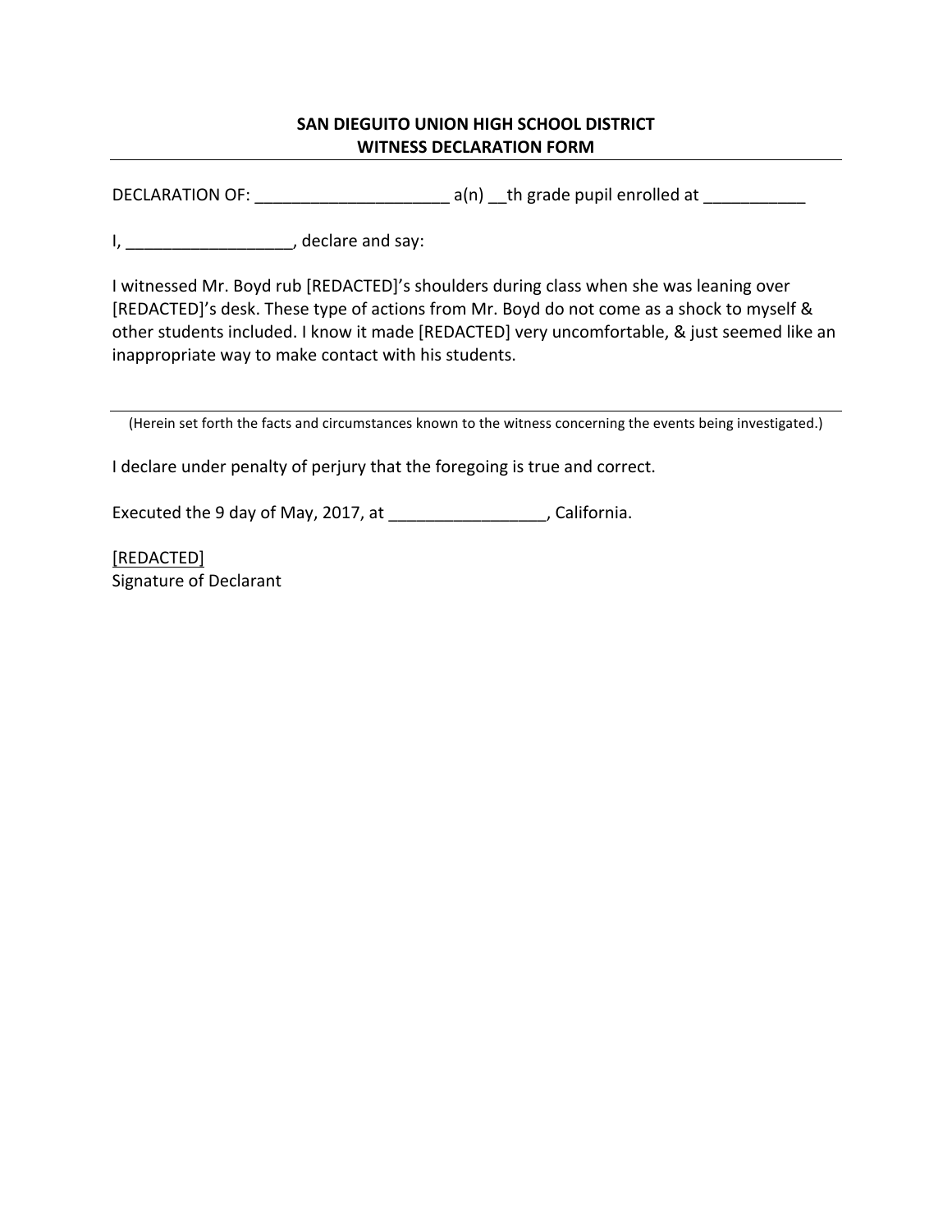**SAN DIEGUITO UNION HIGH SCHOOL DISTRICT**
**WITNESS DECLARATION FORM**

---

DECLARATION OF: _____________________ a(n) __th grade pupil enrolled at ___________

I, __________________, declare and say:

I witnessed Mr. Boyd rub [REDACTED]'s shoulders during class when she was leaning over [REDACTED]'s desk. These type of actions from Mr. Boyd do not come as a shock to myself & other students included. I know it made [REDACTED] very uncomfortable, & just seemed like an inappropriate way to make contact with his students.

---

(Herein set forth the facts and circumstances known to the witness concerning the events being investigated.)

I declare under penalty of perjury that the foregoing is true and correct.

Executed the 9 day of May, 2017, at _________________, California.

[REDACTED]
Signature of Declarant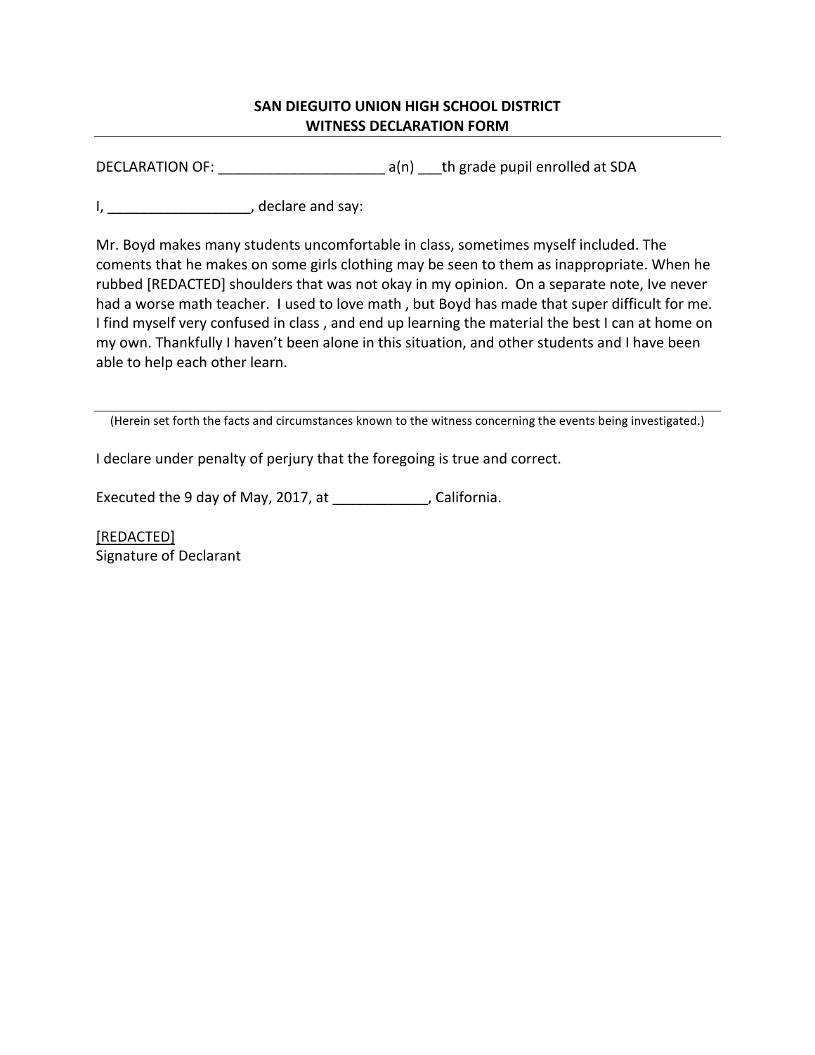**SAN DIEGUITO UNION HIGH SCHOOL DISTRICT**
**WITNESS DECLARATION FORM**

---

DECLARATION OF: _____________________ a(n) ___th grade pupil enrolled at SDA

I, __________________, declare and say:

Mr. Boyd makes many students uncomfortable in class, sometimes myself included. The coments that he makes on some girls clothing may be seen to them as inappropriate. When he rubbed [REDACTED] shoulders that was not okay in my opinion. On a separate note, Ive never had a worse math teacher. I used to love math , but Boyd has made that super difficult for me. I find myself very confused in class , and end up learning the material the best I can at home on my own. Thankfully I haven't been alone in this situation, and other students and I have been able to help each other learn.

---

(Herein set forth the facts and circumstances known to the witness concerning the events being investigated.)

I declare under penalty of perjury that the foregoing is true and correct.

Executed the 9 day of May, 2017, at ____________, California.

[REDACTED]
Signature of Declarant